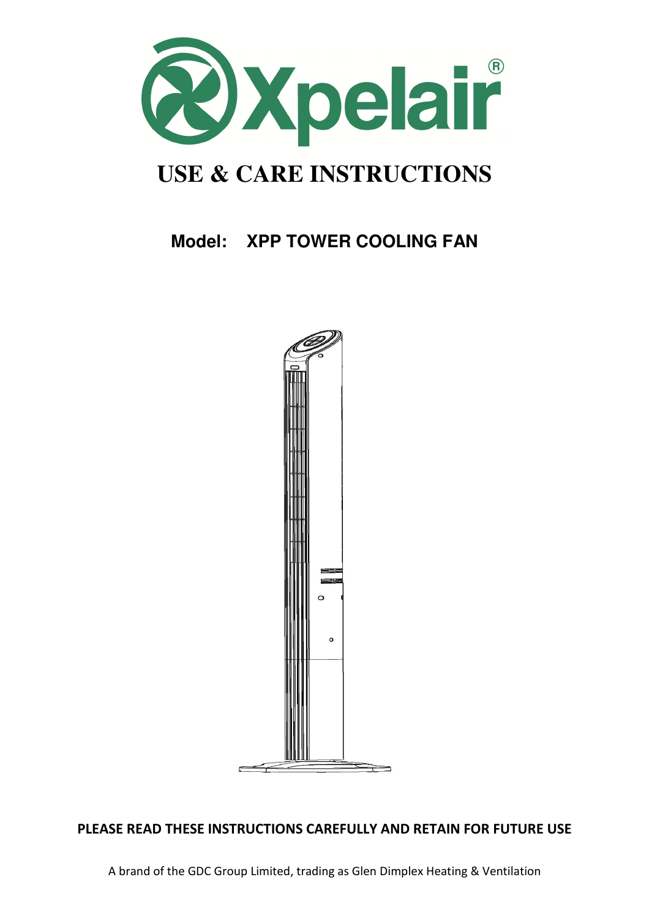Xpelair®

# USE & CARE INSTRUCTIONS

## Model: XPP TOWER COOLING FAN

**PLEASE READ THESE INSTRUCTIONS CAREFULLY AND RETAIN FOR FUTURE USE**

A brand of the GDC Group Limited, trading as Glen Dimplex Heating & Ventilation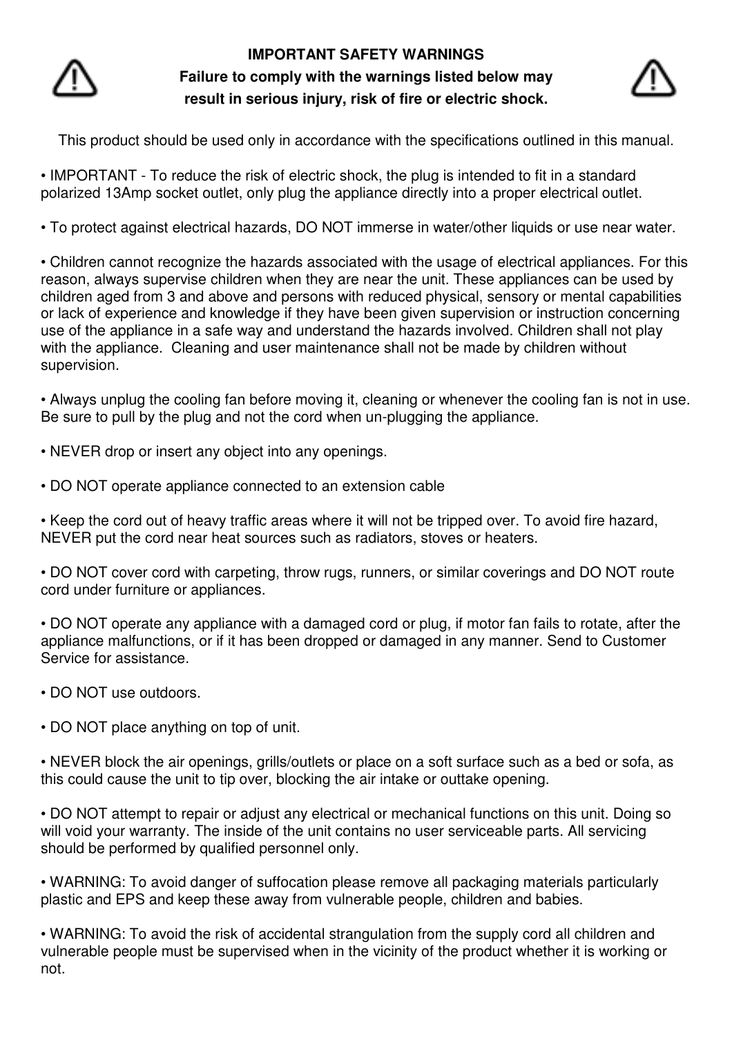# IMPORTANT SAFETY WARNINGS

**Failure to comply with the warnings listed below may result in serious injury, risk of fire or electric shock.**

This product should be used only in accordance with the specifications outlined in this manual.

• IMPORTANT - To reduce the risk of electric shock, the plug is intended to fit in a standard polarized 13Amp socket outlet, only plug the appliance directly into a proper electrical outlet.

• To protect against electrical hazards, DO NOT immerse in water/other liquids or use near water.

• Children cannot recognize the hazards associated with the usage of electrical appliances. For this reason, always supervise children when they are near the unit. These appliances can be used by children aged from 3 and above and persons with reduced physical, sensory or mental capabilities or lack of experience and knowledge if they have been given supervision or instruction concerning use of the appliance in a safe way and understand the hazards involved. Children shall not play with the appliance. Cleaning and user maintenance shall not be made by children without supervision.

• Always unplug the cooling fan before moving it, cleaning or whenever the cooling fan is not in use. Be sure to pull by the plug and not the cord when un-plugging the appliance.

• NEVER drop or insert any object into any openings.

• DO NOT operate appliance connected to an extension cable

• Keep the cord out of heavy traffic areas where it will not be tripped over. To avoid fire hazard, NEVER put the cord near heat sources such as radiators, stoves or heaters.

• DO NOT cover cord with carpeting, throw rugs, runners, or similar coverings and DO NOT route cord under furniture or appliances.

• DO NOT operate any appliance with a damaged cord or plug, if motor fan fails to rotate, after the appliance malfunctions, or if it has been dropped or damaged in any manner. Send to Customer Service for assistance.

• DO NOT use outdoors.

• DO NOT place anything on top of unit.

• NEVER block the air openings, grills/outlets or place on a soft surface such as a bed or sofa, as this could cause the unit to tip over, blocking the air intake or outtake opening.

• DO NOT attempt to repair or adjust any electrical or mechanical functions on this unit. Doing so will void your warranty. The inside of the unit contains no user serviceable parts. All servicing should be performed by qualified personnel only.

• WARNING: To avoid danger of suffocation please remove all packaging materials particularly plastic and EPS and keep these away from vulnerable people, children and babies.

• WARNING: To avoid the risk of accidental strangulation from the supply cord all children and vulnerable people must be supervised when in the vicinity of the product whether it is working or not.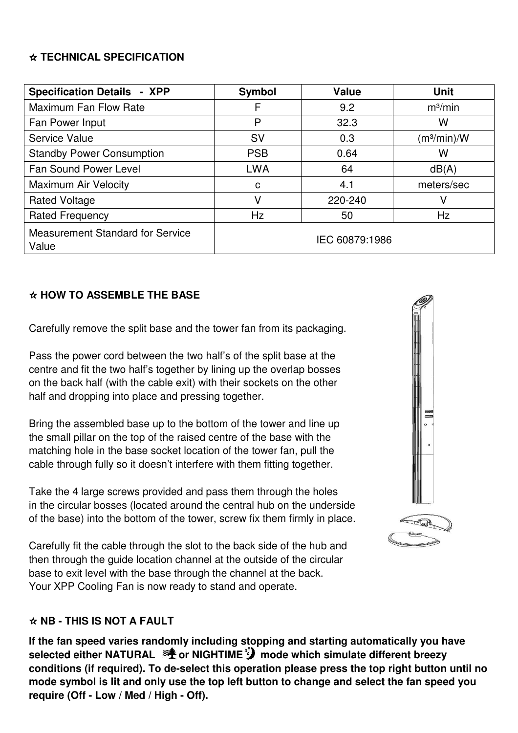## ☆ TECHNICAL SPECIFICATION

| Specification Details - XPP | Symbol | Value | Unit |
|---|---|---|---|
| Maximum Fan Flow Rate | F | 9.2 | m³/min |
| Fan Power Input | P | 32.3 | W |
| Service Value | SV | 0.3 | (m³/min)/W |
| Standby Power Consumption | PSB | 0.64 | W |
| Fan Sound Power Level | LWA | 64 | dB(A) |
| Maximum Air Velocity | c | 4.1 | meters/sec |
| Rated Voltage | V | 220-240 | V |
| Rated Frequency | Hz | 50 | Hz |
| Measurement Standard for Service Value | IEC 60879:1986 | | |

## ☆ HOW TO ASSEMBLE THE BASE

Carefully remove the split base and the tower fan from its packaging.

Pass the power cord between the two half's of the split base at the centre and fit the two half's together by lining up the overlap bosses on the back half (with the cable exit) with their sockets on the other half and dropping into place and pressing together.

Bring the assembled base up to the bottom of the tower and line up the small pillar on the top of the raised centre of the base with the matching hole in the base socket location of the tower fan, pull the cable through fully so it doesn't interfere with them fitting together.

Take the 4 large screws provided and pass them through the holes in the circular bosses (located around the central hub on the underside of the base) into the bottom of the tower, screw fix them firmly in place.

Carefully fit the cable through the slot to the back side of the hub and then through the guide location channel at the outside of the circular base to exit level with the base through the channel at the back. Your XPP Cooling Fan is now ready to stand and operate.

## ☆ NB - THIS IS NOT A FAULT

**If the fan speed varies randomly including stopping and starting automatically you have selected either NATURAL or NIGHTIME mode which simulate different breezy conditions (if required). To de-select this operation please press the top right button until no mode symbol is lit and only use the top left button to change and select the fan speed you require (Off - Low / Med / High - Off).**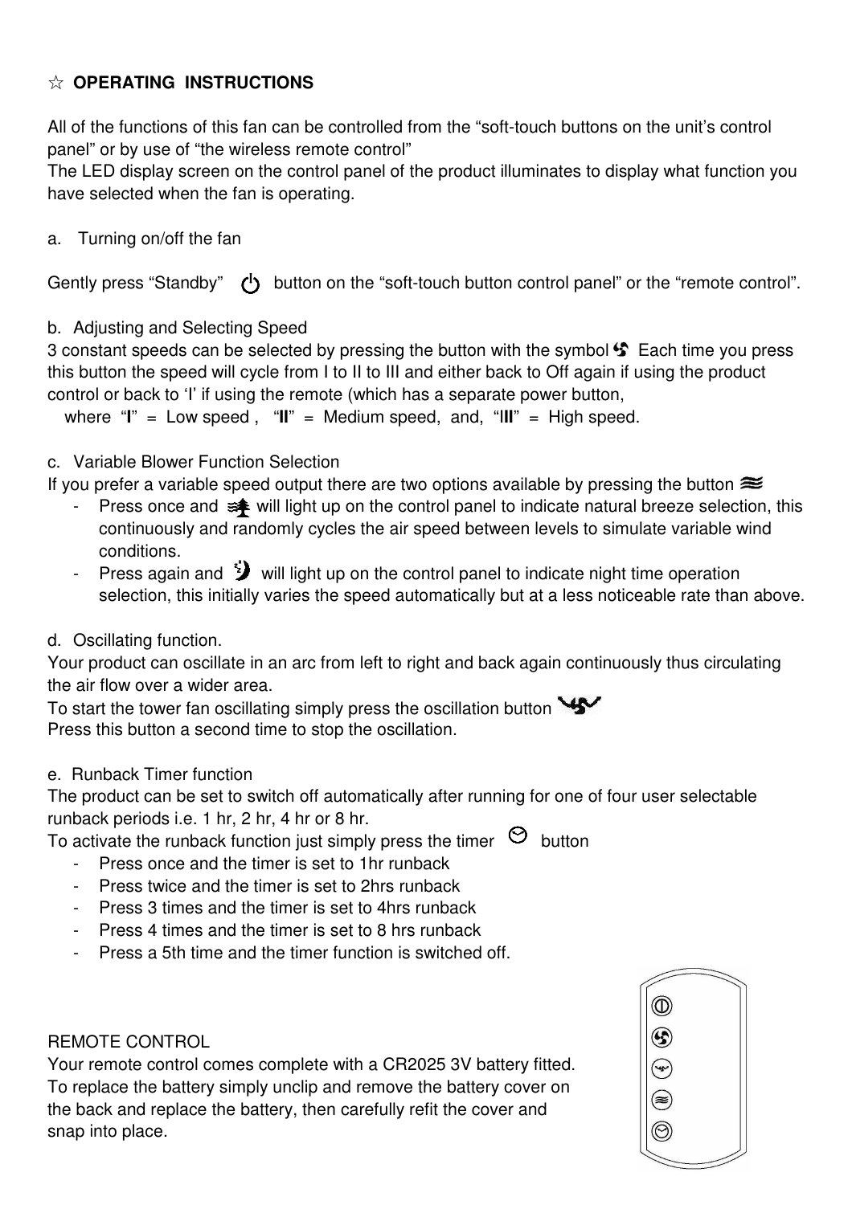## ☆ OPERATING INSTRUCTIONS

All of the functions of this fan can be controlled from the “soft-touch buttons on the unit’s control panel” or by use of “the wireless remote control”
The LED display screen on the control panel of the product illuminates to display what function you have selected when the fan is operating.

a. Turning on/off the fan

Gently press “Standby” button on the “soft-touch button control panel” or the “remote control”.

b. Adjusting and Selecting Speed
3 constant speeds can be selected by pressing the button with the symbol. Each time you press this button the speed will cycle from I to II to III and either back to Off again if using the product control or back to ‘I’ if using the remote (which has a separate power button,
where “**I**” = Low speed , “**II**” = Medium speed, and, “**III**” = High speed.

c. Variable Blower Function Selection
If you prefer a variable speed output there are two options available by pressing the button

- Press once and will light up on the control panel to indicate natural breeze selection, this continuously and randomly cycles the air speed between levels to simulate variable wind conditions.
- Press again and will light up on the control panel to indicate night time operation selection, this initially varies the speed automatically but at a less noticeable rate than above.

d. Oscillating function.
Your product can oscillate in an arc from left to right and back again continuously thus circulating the air flow over a wider area.
To start the tower fan oscillating simply press the oscillation button
Press this button a second time to stop the oscillation.

e. Runback Timer function
The product can be set to switch off automatically after running for one of four user selectable runback periods i.e. 1 hr, 2 hr, 4 hr or 8 hr.
To activate the runback function just simply press the timer button

- Press once and the timer is set to 1hr runback
- Press twice and the timer is set to 2hrs runback
- Press 3 times and the timer is set to 4hrs runback
- Press 4 times and the timer is set to 8 hrs runback
- Press a 5th time and the timer function is switched off.

REMOTE CONTROL
Your remote control comes complete with a CR2025 3V battery fitted.
To replace the battery simply unclip and remove the battery cover on the back and replace the battery, then carefully refit the cover and snap into place.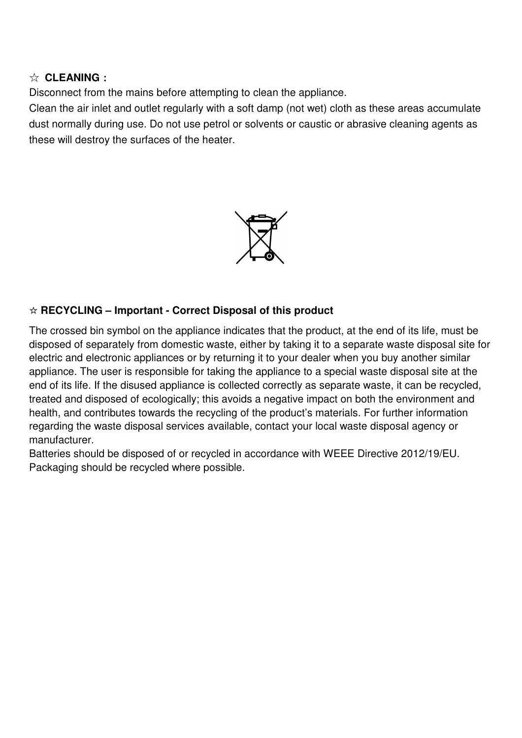### ☆ CLEANING :

Disconnect from the mains before attempting to clean the appliance.

Clean the air inlet and outlet regularly with a soft damp (not wet) cloth as these areas accumulate dust normally during use. Do not use petrol or solvents or caustic or abrasive cleaning agents as these will destroy the surfaces of the heater.

### ☆ RECYCLING – Important - Correct Disposal of this product

The crossed bin symbol on the appliance indicates that the product, at the end of its life, must be disposed of separately from domestic waste, either by taking it to a separate waste disposal site for electric and electronic appliances or by returning it to your dealer when you buy another similar appliance. The user is responsible for taking the appliance to a special waste disposal site at the end of its life. If the disused appliance is collected correctly as separate waste, it can be recycled, treated and disposed of ecologically; this avoids a negative impact on both the environment and health, and contributes towards the recycling of the product's materials. For further information regarding the waste disposal services available, contact your local waste disposal agency or manufacturer.

Batteries should be disposed of or recycled in accordance with WEEE Directive 2012/19/EU.

Packaging should be recycled where possible.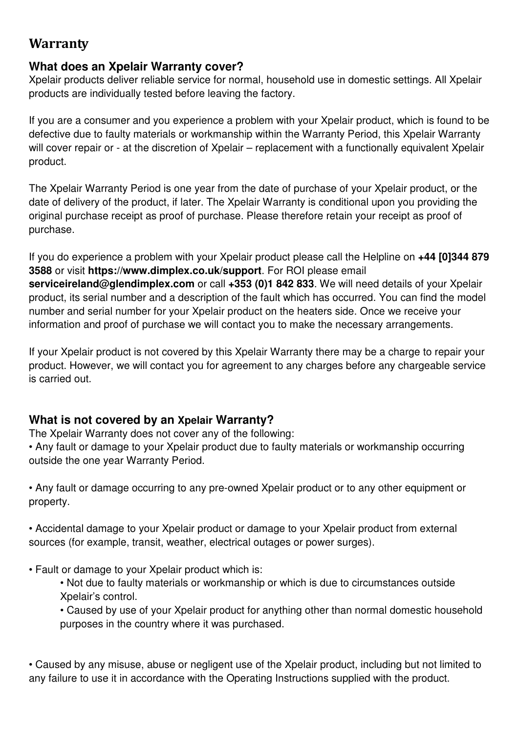# Warranty

## What does an Xpelair Warranty cover?

Xpelair products deliver reliable service for normal, household use in domestic settings. All Xpelair products are individually tested before leaving the factory.

If you are a consumer and you experience a problem with your Xpelair product, which is found to be defective due to faulty materials or workmanship within the Warranty Period, this Xpelair Warranty will cover repair or - at the discretion of Xpelair – replacement with a functionally equivalent Xpelair product.

The Xpelair Warranty Period is one year from the date of purchase of your Xpelair product, or the date of delivery of the product, if later. The Xpelair Warranty is conditional upon you providing the original purchase receipt as proof of purchase. Please therefore retain your receipt as proof of purchase.

If you do experience a problem with your Xpelair product please call the Helpline on **+44 [0]344 879 3588** or visit **https://www.dimplex.co.uk/support**. For ROI please email **serviceireland@glendimplex.com** or call **+353 (0)1 842 833**. We will need details of your Xpelair product, its serial number and a description of the fault which has occurred. You can find the model number and serial number for your Xpelair product on the heaters side. Once we receive your information and proof of purchase we will contact you to make the necessary arrangements.

If your Xpelair product is not covered by this Xpelair Warranty there may be a charge to repair your product. However, we will contact you for agreement to any charges before any chargeable service is carried out.

## What is not covered by an Xpelair Warranty?

The Xpelair Warranty does not cover any of the following:

- Any fault or damage to your Xpelair product due to faulty materials or workmanship occurring outside the one year Warranty Period.
- Any fault or damage occurring to any pre-owned Xpelair product or to any other equipment or property.
- Accidental damage to your Xpelair product or damage to your Xpelair product from external sources (for example, transit, weather, electrical outages or power surges).
- Fault or damage to your Xpelair product which is:
  - Not due to faulty materials or workmanship or which is due to circumstances outside Xpelair's control.
  - Caused by use of your Xpelair product for anything other than normal domestic household purposes in the country where it was purchased.
- Caused by any misuse, abuse or negligent use of the Xpelair product, including but not limited to any failure to use it in accordance with the Operating Instructions supplied with the product.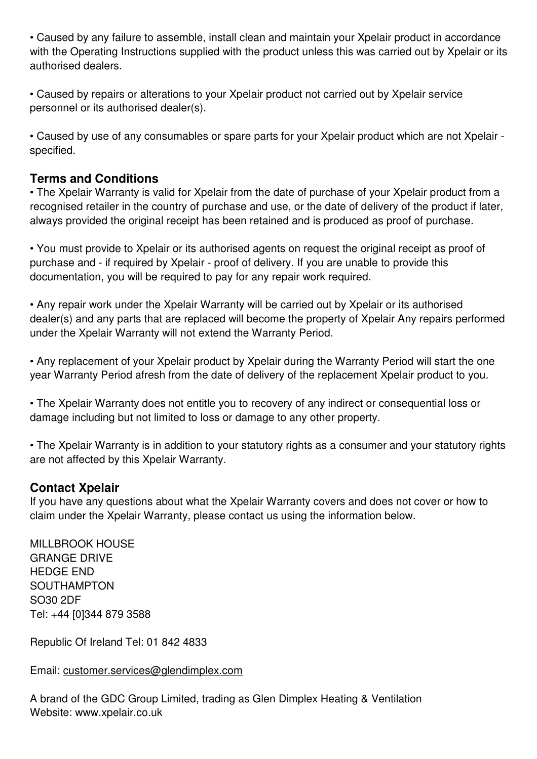• Caused by any failure to assemble, install clean and maintain your Xpelair product in accordance with the Operating Instructions supplied with the product unless this was carried out by Xpelair or its authorised dealers.

• Caused by repairs or alterations to your Xpelair product not carried out by Xpelair service personnel or its authorised dealer(s).

• Caused by use of any consumables or spare parts for your Xpelair product which are not Xpelair - specified.

## Terms and Conditions

• The Xpelair Warranty is valid for Xpelair from the date of purchase of your Xpelair product from a recognised retailer in the country of purchase and use, or the date of delivery of the product if later, always provided the original receipt has been retained and is produced as proof of purchase.

• You must provide to Xpelair or its authorised agents on request the original receipt as proof of purchase and - if required by Xpelair - proof of delivery. If you are unable to provide this documentation, you will be required to pay for any repair work required.

• Any repair work under the Xpelair Warranty will be carried out by Xpelair or its authorised dealer(s) and any parts that are replaced will become the property of Xpelair Any repairs performed under the Xpelair Warranty will not extend the Warranty Period.

• Any replacement of your Xpelair product by Xpelair during the Warranty Period will start the one year Warranty Period afresh from the date of delivery of the replacement Xpelair product to you.

• The Xpelair Warranty does not entitle you to recovery of any indirect or consequential loss or damage including but not limited to loss or damage to any other property.

• The Xpelair Warranty is in addition to your statutory rights as a consumer and your statutory rights are not affected by this Xpelair Warranty.

## Contact Xpelair

If you have any questions about what the Xpelair Warranty covers and does not cover or how to claim under the Xpelair Warranty, please contact us using the information below.

MILLBROOK HOUSE
GRANGE DRIVE
HEDGE END
SOUTHAMPTON
SO30 2DF
Tel: +44 [0]344 879 3588

Republic Of Ireland Tel: 01 842 4833

Email: customer.services@glendimplex.com

A brand of the GDC Group Limited, trading as Glen Dimplex Heating & Ventilation
Website: www.xpelair.co.uk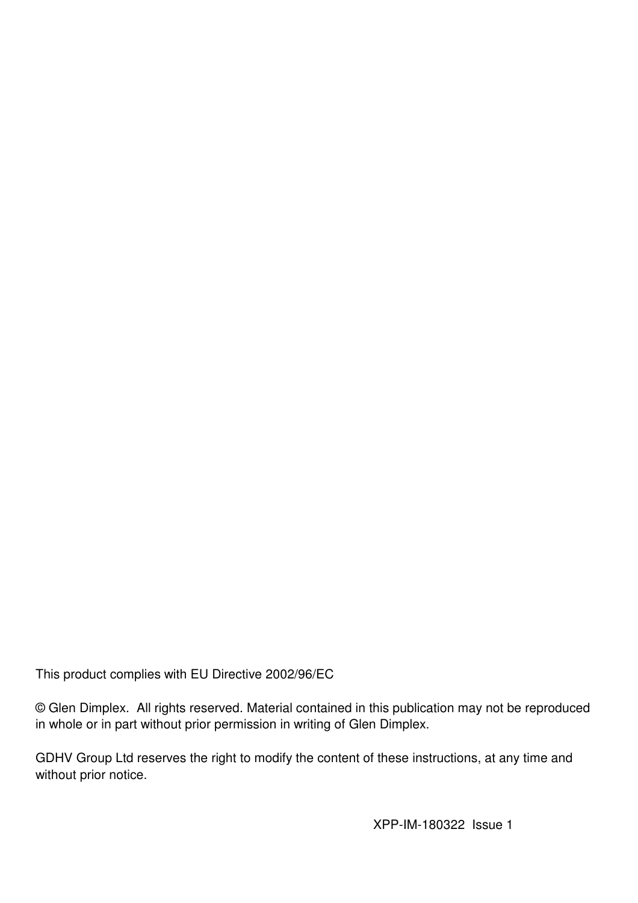This product complies with EU Directive 2002/96/EC

© Glen Dimplex. All rights reserved. Material contained in this publication may not be reproduced in whole or in part without prior permission in writing of Glen Dimplex.

GDHV Group Ltd reserves the right to modify the content of these instructions, at any time and without prior notice.

XPP-IM-180322 Issue 1